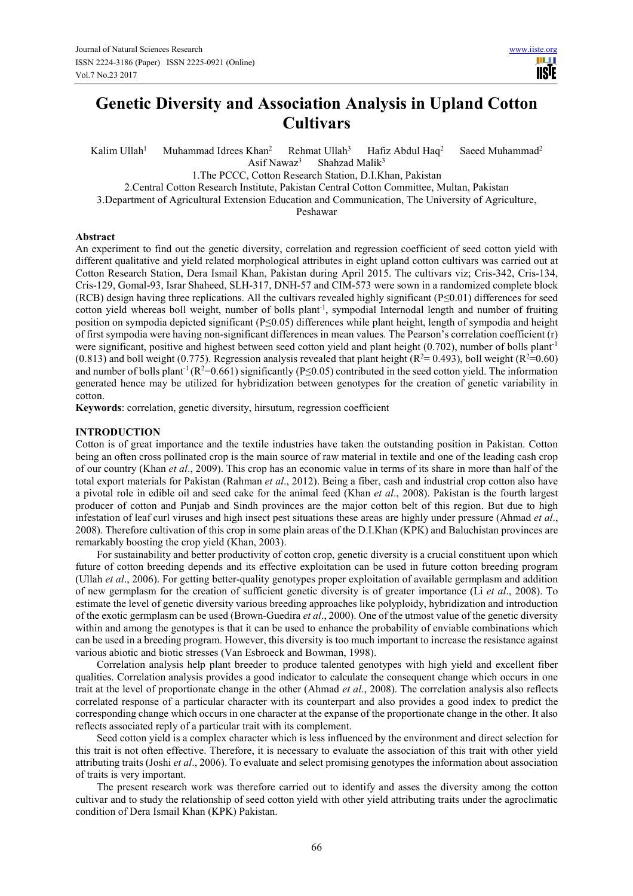# Genetic Diversity and Association Analysis in Upland Cotton Cultivars

Kalim Ullah[1] Muhammad Idrees Khan[2] Rehmat Ullah[3] Hafiz Abdul Haq[2] Saeed Muhammad[2] Asif Nawaz[3] Shahzad Malik[3]

1.The PCCC, Cotton Research Station, D.I.Khan, Pakistan

2.Central Cotton Research Institute, Pakistan Central Cotton Committee, Multan, Pakistan

3.Department of Agricultural Extension Education and Communication, The University of Agriculture, Peshawar

## Abstract

An experiment to find out the genetic diversity, correlation and regression coefficient of seed cotton yield with different qualitative and yield related morphological attributes in eight upland cotton cultivars was carried out at Cotton Research Station, Dera Ismail Khan, Pakistan during April 2015. The cultivars viz; Cris-342, Cris-134, Cris-129, Gomal-93, Israr Shaheed, SLH-317, DNH-57 and CIM-573 were sown in a randomized complete block (RCB) design having three replications. All the cultivars revealed highly significant ($P \leq 0.01$) differences for seed cotton yield whereas boll weight, number of bolls plant$^{-1}$, sympodial Internodal length and number of fruiting position on sympodia depicted significant ($P \leq 0.05$) differences while plant height, length of sympodia and height of first sympodia were having non-significant differences in mean values. The Pearson's correlation coefficient (r) were significant, positive and highest between seed cotton yield and plant height (0.702), number of bolls plant$^{-1}$ (0.813) and boll weight (0.775). Regression analysis revealed that plant height ($R^2 = 0.493$), boll weight ($R^2 = 0.60$) and number of bolls plant$^{-1}$ ($R^2 = 0.661$) significantly ($P \leq 0.05$) contributed in the seed cotton yield. The information generated hence may be utilized for hybridization between genotypes for the creation of genetic variability in cotton.

**Keywords**: correlation, genetic diversity, hirsutum, regression coefficient

## INTRODUCTION

Cotton is of great importance and the textile industries have taken the outstanding position in Pakistan. Cotton being an often cross pollinated crop is the main source of raw material in textile and one of the leading cash crop of our country (Khan *et al*., 2009). This crop has an economic value in terms of its share in more than half of the total export materials for Pakistan (Rahman *et al*., 2012). Being a fiber, cash and industrial crop cotton also have a pivotal role in edible oil and seed cake for the animal feed (Khan *et al*., 2008). Pakistan is the fourth largest producer of cotton and Punjab and Sindh provinces are the major cotton belt of this region. But due to high infestation of leaf curl viruses and high insect pest situations these areas are highly under pressure (Ahmad *et al*., 2008). Therefore cultivation of this crop in some plain areas of the D.I.Khan (KPK) and Baluchistan provinces are remarkably boosting the crop yield (Khan, 2003).

For sustainability and better productivity of cotton crop, genetic diversity is a crucial constituent upon which future of cotton breeding depends and its effective exploitation can be used in future cotton breeding program (Ullah *et al*., 2006). For getting better-quality genotypes proper exploitation of available germplasm and addition of new germplasm for the creation of sufficient genetic diversity is of greater importance (Li *et al*., 2008). To estimate the level of genetic diversity various breeding approaches like polyploidy, hybridization and introduction of the exotic germplasm can be used (Brown-Guedira *et al*., 2000). One of the utmost value of the genetic diversity within and among the genotypes is that it can be used to enhance the probability of enviable combinations which can be used in a breeding program. However, this diversity is too much important to increase the resistance against various abiotic and biotic stresses (Van Esbroeck and Bowman, 1998).

Correlation analysis help plant breeder to produce talented genotypes with high yield and excellent fiber qualities. Correlation analysis provides a good indicator to calculate the consequent change which occurs in one trait at the level of proportionate change in the other (Ahmad *et al*., 2008). The correlation analysis also reflects correlated response of a particular character with its counterpart and also provides a good index to predict the corresponding change which occurs in one character at the expanse of the proportionate change in the other. It also reflects associated reply of a particular trait with its complement.

Seed cotton yield is a complex character which is less influenced by the environment and direct selection for this trait is not often effective. Therefore, it is necessary to evaluate the association of this trait with other yield attributing traits (Joshi *et al*., 2006). To evaluate and select promising genotypes the information about association of traits is very important.

The present research work was therefore carried out to identify and asses the diversity among the cotton cultivar and to study the relationship of seed cotton yield with other yield attributing traits under the agroclimatic condition of Dera Ismail Khan (KPK) Pakistan.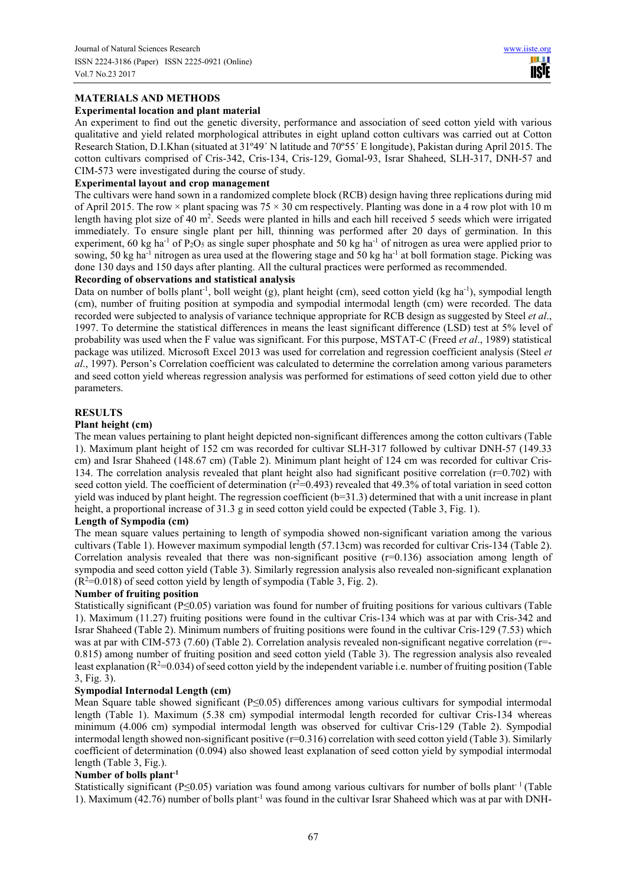## MATERIALS AND METHODS

### Experimental location and plant material

An experiment to find out the genetic diversity, performance and association of seed cotton yield with various qualitative and yield related morphological attributes in eight upland cotton cultivars was carried out at Cotton Research Station, D.I.Khan (situated at 31º49´ N latitude and 70º55´ E longitude), Pakistan during April 2015. The cotton cultivars comprised of Cris-342, Cris-134, Cris-129, Gomal-93, Israr Shaheed, SLH-317, DNH-57 and CIM-573 were investigated during the course of study.

### Experimental layout and crop management

The cultivars were hand sown in a randomized complete block (RCB) design having three replications during mid of April 2015. The row × plant spacing was 75 × 30 cm respectively. Planting was done in a 4 row plot with 10 m length having plot size of 40 m$^2$. Seeds were planted in hills and each hill received 5 seeds which were irrigated immediately. To ensure single plant per hill, thinning was performed after 20 days of germination. In this experiment, 60 kg ha$^{-1}$ of $P_2O_5$ as single super phosphate and 50 kg ha$^{-1}$ of nitrogen as urea were applied prior to sowing, 50 kg ha$^{-1}$ nitrogen as urea used at the flowering stage and 50 kg ha$^{-1}$ at boll formation stage. Picking was done 130 days and 150 days after planting. All the cultural practices were performed as recommended.

### Recording of observations and statistical analysis

Data on number of bolls plant$^{-1}$, boll weight (g), plant height (cm), seed cotton yield (kg ha$^{-1}$), sympodial length (cm), number of fruiting position at sympodia and sympodial intermodal length (cm) were recorded. The data recorded were subjected to analysis of variance technique appropriate for RCB design as suggested by Steel *et al*., 1997. To determine the statistical differences in means the least significant difference (LSD) test at 5% level of probability was used when the F value was significant. For this purpose, MSTAT-C (Freed *et al*., 1989) statistical package was utilized. Microsoft Excel 2013 was used for correlation and regression coefficient analysis (Steel *et al*., 1997). Person's Correlation coefficient was calculated to determine the correlation among various parameters and seed cotton yield whereas regression analysis was performed for estimations of seed cotton yield due to other parameters.

## RESULTS

### Plant height (cm)

The mean values pertaining to plant height depicted non-significant differences among the cotton cultivars (Table 1). Maximum plant height of 152 cm was recorded for cultivar SLH-317 followed by cultivar DNH-57 (149.33 cm) and Israr Shaheed (148.67 cm) (Table 2). Minimum plant height of 124 cm was recorded for cultivar Cris-134. The correlation analysis revealed that plant height also had significant positive correlation ($r$=0.702) with seed cotton yield. The coefficient of determination ($r^2$=0.493) revealed that 49.3% of total variation in seed cotton yield was induced by plant height. The regression coefficient ($b$=31.3) determined that with a unit increase in plant height, a proportional increase of 31.3 g in seed cotton yield could be expected (Table 3, Fig. 1).

### Length of Sympodia (cm)

The mean square values pertaining to length of sympodia showed non-significant variation among the various cultivars (Table 1). However maximum sympodial length (57.13cm) was recorded for cultivar Cris-134 (Table 2). Correlation analysis revealed that there was non-significant positive ($r$=0.136) association among length of sympodia and seed cotton yield (Table 3). Similarly regression analysis also revealed non-significant explanation ($R^2$=0.018) of seed cotton yield by length of sympodia (Table 3, Fig. 2).

### Number of fruiting position

Statistically significant ($P \leq 0.05$) variation was found for number of fruiting positions for various cultivars (Table 1). Maximum (11.27) fruiting positions were found in the cultivar Cris-134 which was at par with Cris-342 and Israr Shaheed (Table 2). Minimum numbers of fruiting positions were found in the cultivar Cris-129 (7.53) which was at par with CIM-573 (7.60) (Table 2). Correlation analysis revealed non-significant negative correlation ($r$=-0.815) among number of fruiting position and seed cotton yield (Table 3). The regression analysis also revealed least explanation ($R^2$=0.034) of seed cotton yield by the independent variable i.e. number of fruiting position (Table 3, Fig. 3).

### Sympodial Internodal Length (cm)

Mean Square table showed significant ($P \leq 0.05$) differences among various cultivars for sympodial intermodal length (Table 1). Maximum (5.38 cm) sympodial intermodal length recorded for cultivar Cris-134 whereas minimum (4.006 cm) sympodial intermodal length was observed for cultivar Cris-129 (Table 2). Sympodial intermodal length showed non-significant positive ($r$=0.316) correlation with seed cotton yield (Table 3). Similarly coefficient of determination (0.094) also showed least explanation of seed cotton yield by sympodial intermodal length (Table 3, Fig.).

### Number of bolls plant$^{-1}$

Statistically significant ($P \leq 0.05$) variation was found among various cultivars for number of bolls plant$^{-1}$ (Table 1). Maximum (42.76) number of bolls plant$^{-1}$ was found in the cultivar Israr Shaheed which was at par with DNH-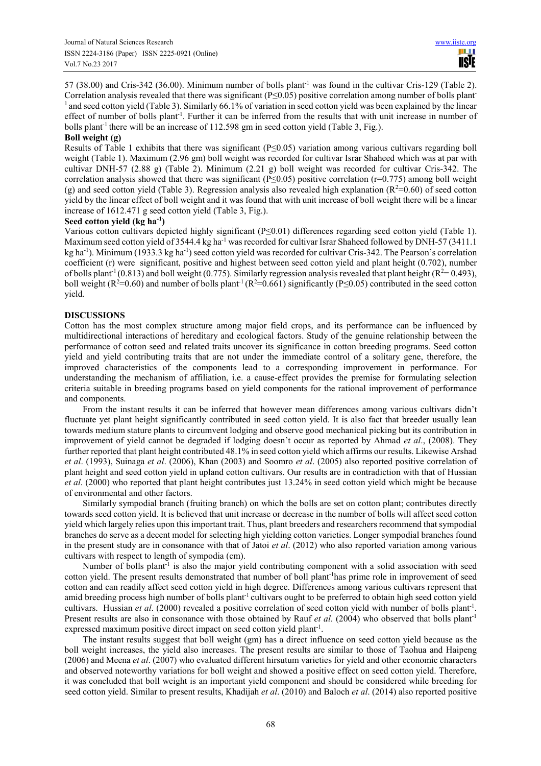57 (38.00) and Cris-342 (36.00). Minimum number of bolls plant$^{-1}$ was found in the cultivar Cris-129 (Table 2). Correlation analysis revealed that there was significant ($P \leq 0.05$) positive correlation among number of bolls plant$^{-1}$ and seed cotton yield (Table 3). Similarly 66.1% of variation in seed cotton yield was been explained by the linear effect of number of bolls plant$^{-1}$. Further it can be inferred from the results that with unit increase in number of bolls plant$^{-1}$ there will be an increase of 112.598 gm in seed cotton yield (Table 3, Fig.).

**Boll weight (g)**

Results of Table 1 exhibits that there was significant ($P \leq 0.05$) variation among various cultivars regarding boll weight (Table 1). Maximum (2.96 gm) boll weight was recorded for cultivar Israr Shaheed which was at par with cultivar DNH-57 (2.88 g) (Table 2). Minimum (2.21 g) boll weight was recorded for cultivar Cris-342. The correlation analysis showed that there was significant ($P \leq 0.05$) positive correlation ($r=0.775$) among boll weight (g) and seed cotton yield (Table 3). Regression analysis also revealed high explanation ($R^2=0.60$) of seed cotton yield by the linear effect of boll weight and it was found that with unit increase of boll weight there will be a linear increase of 1612.471 g seed cotton yield (Table 3, Fig.).

**Seed cotton yield (kg ha$^{-1}$)**

Various cotton cultivars depicted highly significant ($P \leq 0.01$) differences regarding seed cotton yield (Table 1). Maximum seed cotton yield of 3544.4 kg ha$^{-1}$ was recorded for cultivar Israr Shaheed followed by DNH-57 (3411.1 kg ha$^{-1}$). Minimum (1933.3 kg ha$^{-1}$) seed cotton yield was recorded for cultivar Cris-342. The Pearson's correlation coefficient (r) were significant, positive and highest between seed cotton yield and plant height (0.702), number of bolls plant$^{-1}$ (0.813) and boll weight (0.775). Similarly regression analysis revealed that plant height ($R^2= 0.493$), boll weight ($R^2=0.60$) and number of bolls plant$^{-1}$ ($R^2=0.661$) significantly ($P \leq 0.05$) contributed in the seed cotton yield.

## DISCUSSIONS

Cotton has the most complex structure among major field crops, and its performance can be influenced by multidirectional interactions of hereditary and ecological factors. Study of the genuine relationship between the performance of cotton seed and related traits uncover its significance in cotton breeding programs. Seed cotton yield and yield contributing traits that are not under the immediate control of a solitary gene, therefore, the improved characteristics of the components lead to a corresponding improvement in performance. For understanding the mechanism of affiliation, i.e. a cause-effect provides the premise for formulating selection criteria suitable in breeding programs based on yield components for the rational improvement of performance and components.

From the instant results it can be inferred that however mean differences among various cultivars didn't fluctuate yet plant height significantly contributed in seed cotton yield. It is also fact that breeder usually lean towards medium stature plants to circumvent lodging and observe good mechanical picking but its contribution in improvement of yield cannot be degraded if lodging doesn't occur as reported by Ahmad *et al*., (2008). They further reported that plant height contributed 48.1% in seed cotton yield which affirms our results. Likewise Arshad *et al*. (1993), Suinaga *et al*. (2006), Khan (2003) and Soomro *et al*. (2005) also reported positive correlation of plant height and seed cotton yield in upland cotton cultivars. Our results are in contradiction with that of Hussian *et al*. (2000) who reported that plant height contributes just 13.24% in seed cotton yield which might be because of environmental and other factors.

Similarly sympodial branch (fruiting branch) on which the bolls are set on cotton plant; contributes directly towards seed cotton yield. It is believed that unit increase or decrease in the number of bolls will affect seed cotton yield which largely relies upon this important trait. Thus, plant breeders and researchers recommend that sympodial branches do serve as a decent model for selecting high yielding cotton varieties. Longer sympodial branches found in the present study are in consonance with that of Jatoi *et al*. (2012) who also reported variation among various cultivars with respect to length of sympodia (cm).

Number of bolls plant$^{-1}$ is also the major yield contributing component with a solid association with seed cotton yield. The present results demonstrated that number of boll plant$^{-1}$has prime role in improvement of seed cotton and can readily affect seed cotton yield in high degree. Differences among various cultivars represent that amid breeding process high number of bolls plant$^{-1}$ cultivars ought to be preferred to obtain high seed cotton yield cultivars. Hussian *et al*. (2000) revealed a positive correlation of seed cotton yield with number of bolls plant$^{-1}$. Present results are also in consonance with those obtained by Rauf *et al*. (2004) who observed that bolls plant$^{-1}$ expressed maximum positive direct impact on seed cotton yield plant$^{-1}$.

The instant results suggest that boll weight (gm) has a direct influence on seed cotton yield because as the boll weight increases, the yield also increases. The present results are similar to those of Taohua and Haipeng (2006) and Meena *et al*. (2007) who evaluated different hirsutum varieties for yield and other economic characters and observed noteworthy variations for boll weight and showed a positive effect on seed cotton yield. Therefore, it was concluded that boll weight is an important yield component and should be considered while breeding for seed cotton yield. Similar to present results, Khadijah *et al*. (2010) and Baloch *et al*. (2014) also reported positive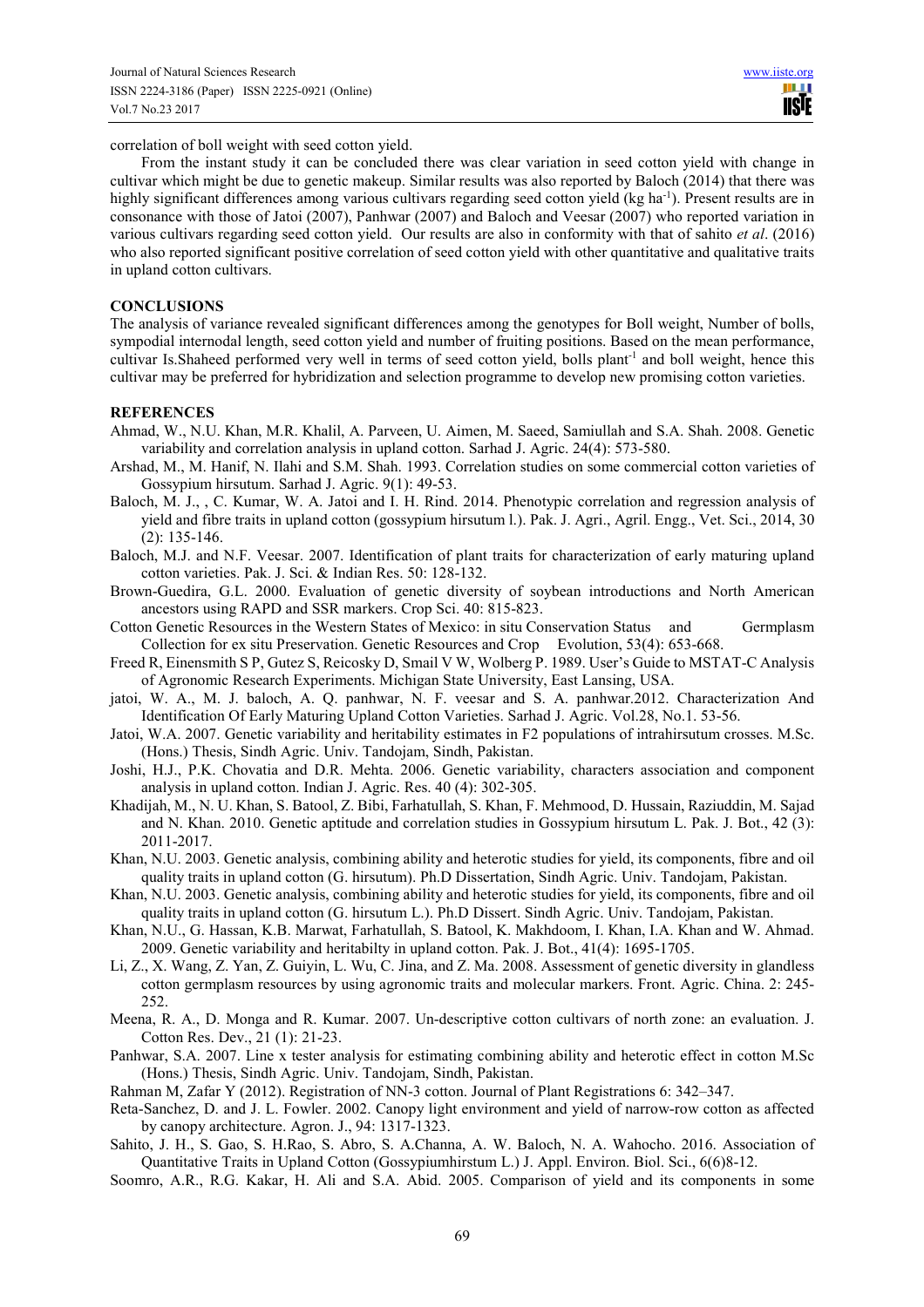correlation of boll weight with seed cotton yield.

From the instant study it can be concluded there was clear variation in seed cotton yield with change in cultivar which might be due to genetic makeup. Similar results was also reported by Baloch (2014) that there was highly significant differences among various cultivars regarding seed cotton yield (kg ha$^{-1}$). Present results are in consonance with those of Jatoi (2007), Panhwar (2007) and Baloch and Veesar (2007) who reported variation in various cultivars regarding seed cotton yield. Our results are also in conformity with that of sahito *et al*. (2016) who also reported significant positive correlation of seed cotton yield with other quantitative and qualitative traits in upland cotton cultivars.

## CONCLUSIONS

The analysis of variance revealed significant differences among the genotypes for Boll weight, Number of bolls, sympodial internodal length, seed cotton yield and number of fruiting positions. Based on the mean performance, cultivar Is.Shaheed performed very well in terms of seed cotton yield, bolls plant$^{-1}$ and boll weight, hence this cultivar may be preferred for hybridization and selection programme to develop new promising cotton varieties.

## REFERENCES

Ahmad, W., N.U. Khan, M.R. Khalil, A. Parveen, U. Aimen, M. Saeed, Samiullah and S.A. Shah. 2008. Genetic variability and correlation analysis in upland cotton. Sarhad J. Agric. 24(4): 573-580.

Arshad, M., M. Hanif, N. Ilahi and S.M. Shah. 1993. Correlation studies on some commercial cotton varieties of Gossypium hirsutum. Sarhad J. Agric. 9(1): 49-53.

Baloch, M. J., , C. Kumar, W. A. Jatoi and I. H. Rind. 2014. Phenotypic correlation and regression analysis of yield and fibre traits in upland cotton (gossypium hirsutum l.). Pak. J. Agri., Agril. Engg., Vet. Sci., 2014, 30 (2): 135-146.

Baloch, M.J. and N.F. Veesar. 2007. Identification of plant traits for characterization of early maturing upland cotton varieties. Pak. J. Sci. & Indian Res. 50: 128-132.

Brown-Guedira, G.L. 2000. Evaluation of genetic diversity of soybean introductions and North American ancestors using RAPD and SSR markers. Crop Sci. 40: 815-823.

Cotton Genetic Resources in the Western States of Mexico: in situ Conservation Status and Germplasm Collection for ex situ Preservation. Genetic Resources and Crop Evolution, 53(4): 653-668.

Freed R, Einensmith S P, Gutez S, Reicosky D, Smail V W, Wolberg P. 1989. User's Guide to MSTAT-C Analysis of Agronomic Research Experiments. Michigan State University, East Lansing, USA.

jatoi, W. A., M. J. baloch, A. Q. panhwar, N. F. veesar and S. A. panhwar.2012. Characterization And Identification Of Early Maturing Upland Cotton Varieties. Sarhad J. Agric. Vol.28, No.1. 53-56.

Jatoi, W.A. 2007. Genetic variability and heritability estimates in F2 populations of intrahirsutum crosses. M.Sc. (Hons.) Thesis, Sindh Agric. Univ. Tandojam, Sindh, Pakistan.

Joshi, H.J., P.K. Chovatia and D.R. Mehta. 2006. Genetic variability, characters association and component analysis in upland cotton. Indian J. Agric. Res. 40 (4): 302-305.

Khadijah, M., N. U. Khan, S. Batool, Z. Bibi, Farhatullah, S. Khan, F. Mehmood, D. Hussain, Raziuddin, M. Sajad and N. Khan. 2010. Genetic aptitude and correlation studies in Gossypium hirsutum L. Pak. J. Bot., 42 (3): 2011-2017.

Khan, N.U. 2003. Genetic analysis, combining ability and heterotic studies for yield, its components, fibre and oil quality traits in upland cotton (G. hirsutum). Ph.D Dissertation, Sindh Agric. Univ. Tandojam, Pakistan.

Khan, N.U. 2003. Genetic analysis, combining ability and heterotic studies for yield, its components, fibre and oil quality traits in upland cotton (G. hirsutum L.). Ph.D Dissert. Sindh Agric. Univ. Tandojam, Pakistan.

Khan, N.U., G. Hassan, K.B. Marwat, Farhatullah, S. Batool, K. Makhdoom, I. Khan, I.A. Khan and W. Ahmad. 2009. Genetic variability and heritabilty in upland cotton. Pak. J. Bot., 41(4): 1695-1705.

Li, Z., X. Wang, Z. Yan, Z. Guiyin, L. Wu, C. Jina, and Z. Ma. 2008. Assessment of genetic diversity in glandless cotton germplasm resources by using agronomic traits and molecular markers. Front. Agric. China. 2: 245-252.

Meena, R. A., D. Monga and R. Kumar. 2007. Un-descriptive cotton cultivars of north zone: an evaluation. J. Cotton Res. Dev., 21 (1): 21-23.

Panhwar, S.A. 2007. Line x tester analysis for estimating combining ability and heterotic effect in cotton M.Sc (Hons.) Thesis, Sindh Agric. Univ. Tandojam, Sindh, Pakistan.

Rahman M, Zafar Y (2012). Registration of NN-3 cotton. Journal of Plant Registrations 6: 342–347.

Reta-Sanchez, D. and J. L. Fowler. 2002. Canopy light environment and yield of narrow-row cotton as affected by canopy architecture. Agron. J., 94: 1317-1323.

Sahito, J. H., S. Gao, S. H.Rao, S. Abro, S. A.Channa, A. W. Baloch, N. A. Wahocho. 2016. Association of Quantitative Traits in Upland Cotton (Gossypiumhirstum L.) J. Appl. Environ. Biol. Sci., 6(6)8-12.

Soomro, A.R., R.G. Kakar, H. Ali and S.A. Abid. 2005. Comparison of yield and its components in some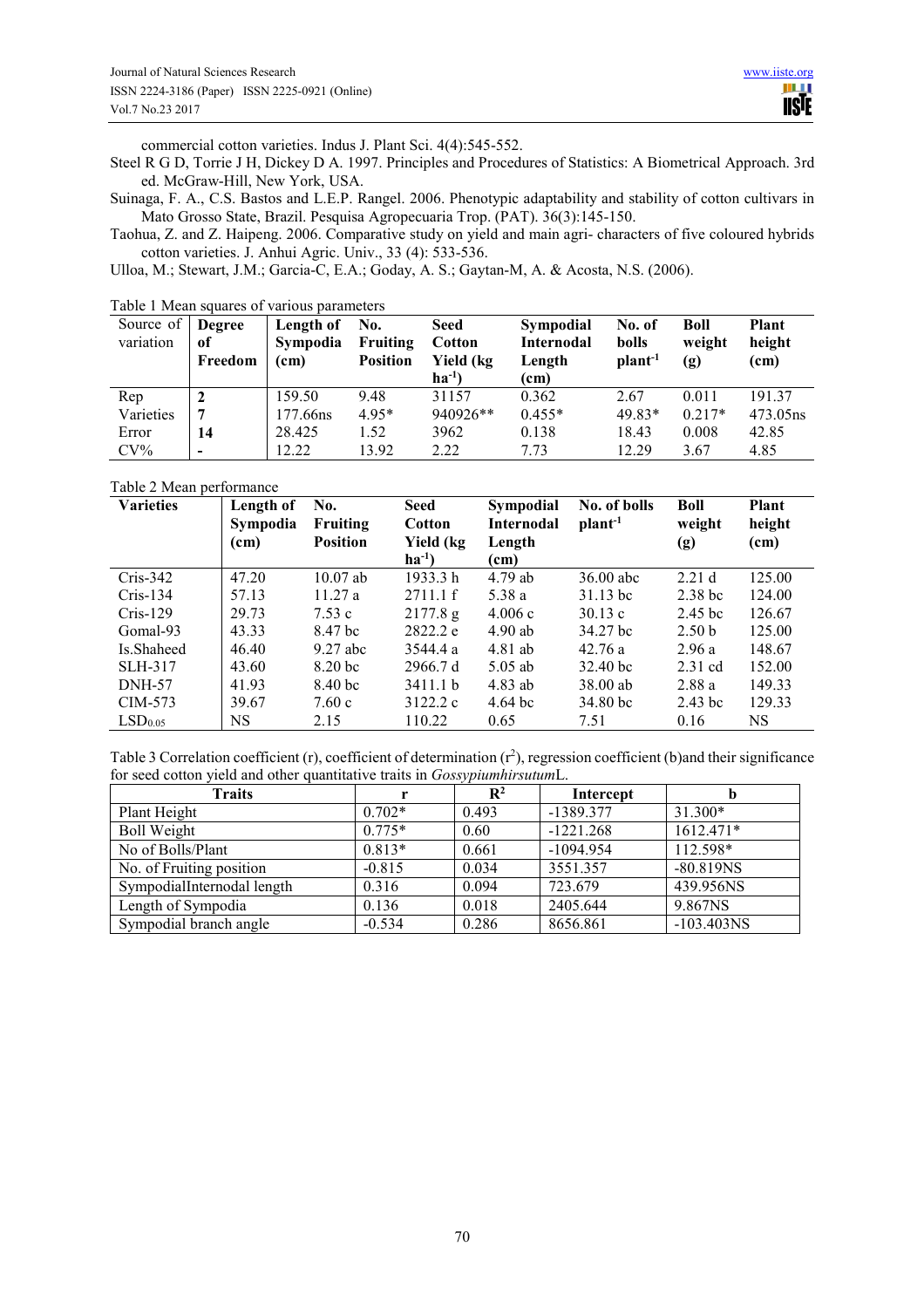commercial cotton varieties. Indus J. Plant Sci. 4(4):545-552.

Steel R G D, Torrie J H, Dickey D A. 1997. Principles and Procedures of Statistics: A Biometrical Approach. 3rd ed. McGraw-Hill, New York, USA.

Suinaga, F. A., C.S. Bastos and L.E.P. Rangel. 2006. Phenotypic adaptability and stability of cotton cultivars in Mato Grosso State, Brazil. Pesquisa Agropecuaria Trop. (PAT). 36(3):145-150.

Taohua, Z. and Z. Haipeng. 2006. Comparative study on yield and main agri- characters of five coloured hybrids cotton varieties. J. Anhui Agric. Univ., 33 (4): 533-536.

Ulloa, M.; Stewart, J.M.; Garcia-C, E.A.; Goday, A. S.; Gaytan-M, A. & Acosta, N.S. (2006).

Table 1 Mean squares of various parameters

| Source of variation | Degree of Freedom | Length of Sympodia (cm) | No. Fruiting Position | Seed Cotton Yield (kg $ha^{-1}$) | Sympodial Internodal Length (cm) | No. of bolls $plant^{-1}$ | Boll weight (g) | Plant height (cm) |
|---|---|---|---|---|---|---|---|---|
| Rep | 2 | 159.50 | 9.48 | 31157 | 0.362 | 2.67 | 0.011 | 191.37 |
| Varieties | 7 | 177.66ns | 4.95* | 940926** | 0.455* | 49.83* | 0.217* | 473.05ns |
| Error | 14 | 28.425 | 1.52 | 3962 | 0.138 | 18.43 | 0.008 | 42.85 |
| CV% | - | 12.22 | 13.92 | 2.22 | 7.73 | 12.29 | 3.67 | 4.85 |

Table 2 Mean performance

| Varieties | Length of Sympodia (cm) | No. Fruiting Position | Seed Cotton Yield (kg $ha^{-1}$) | Sympodial Internodal Length (cm) | No. of bolls $plant^{-1}$ | Boll weight (g) | Plant height (cm) |
|---|---|---|---|---|---|---|---|
| Cris-342 | 47.20 | 10.07 ab | 1933.3 h | 4.79 ab | 36.00 abc | 2.21 d | 125.00 |
| Cris-134 | 57.13 | 11.27 a | 2711.1 f | 5.38 a | 31.13 bc | 2.38 bc | 124.00 |
| Cris-129 | 29.73 | 7.53 c | 2177.8 g | 4.006 c | 30.13 c | 2.45 bc | 126.67 |
| Gomal-93 | 43.33 | 8.47 bc | 2822.2 e | 4.90 ab | 34.27 bc | 2.50 b | 125.00 |
| Is.Shaheed | 46.40 | 9.27 abc | 3544.4 a | 4.81 ab | 42.76 a | 2.96 a | 148.67 |
| SLH-317 | 43.60 | 8.20 bc | 2966.7 d | 5.05 ab | 32.40 bc | 2.31 cd | 152.00 |
| DNH-57 | 41.93 | 8.40 bc | 3411.1 b | 4.83 ab | 38.00 ab | 2.88 a | 149.33 |
| CIM-573 | 39.67 | 7.60 c | 3122.2 c | 4.64 bc | 34.80 bc | 2.43 bc | 129.33 |
| $LSD_{0.05}$ | NS | 2.15 | 110.22 | 0.65 | 7.51 | 0.16 | NS |

Table 3 Correlation coefficient (r), coefficient of determination ($r^2$), regression coefficient (b)and their significance for seed cotton yield and other quantitative traits in *Gossypiumhirsutum*L.

| Traits | r | $R^2$ | Intercept | b |
|---|---|---|---|---|
| Plant Height | 0.702* | 0.493 | -1389.377 | 31.300* |
| Boll Weight | 0.775* | 0.60 | -1221.268 | 1612.471* |
| No of Bolls/Plant | 0.813* | 0.661 | -1094.954 | 112.598* |
| No. of Fruiting position | -0.815 | 0.034 | 3551.357 | -80.819NS |
| SympodialInternodal length | 0.316 | 0.094 | 723.679 | 439.956NS |
| Length of Sympodia | 0.136 | 0.018 | 2405.644 | 9.867NS |
| Sympodial branch angle | -0.534 | 0.286 | 8656.861 | -103.403NS |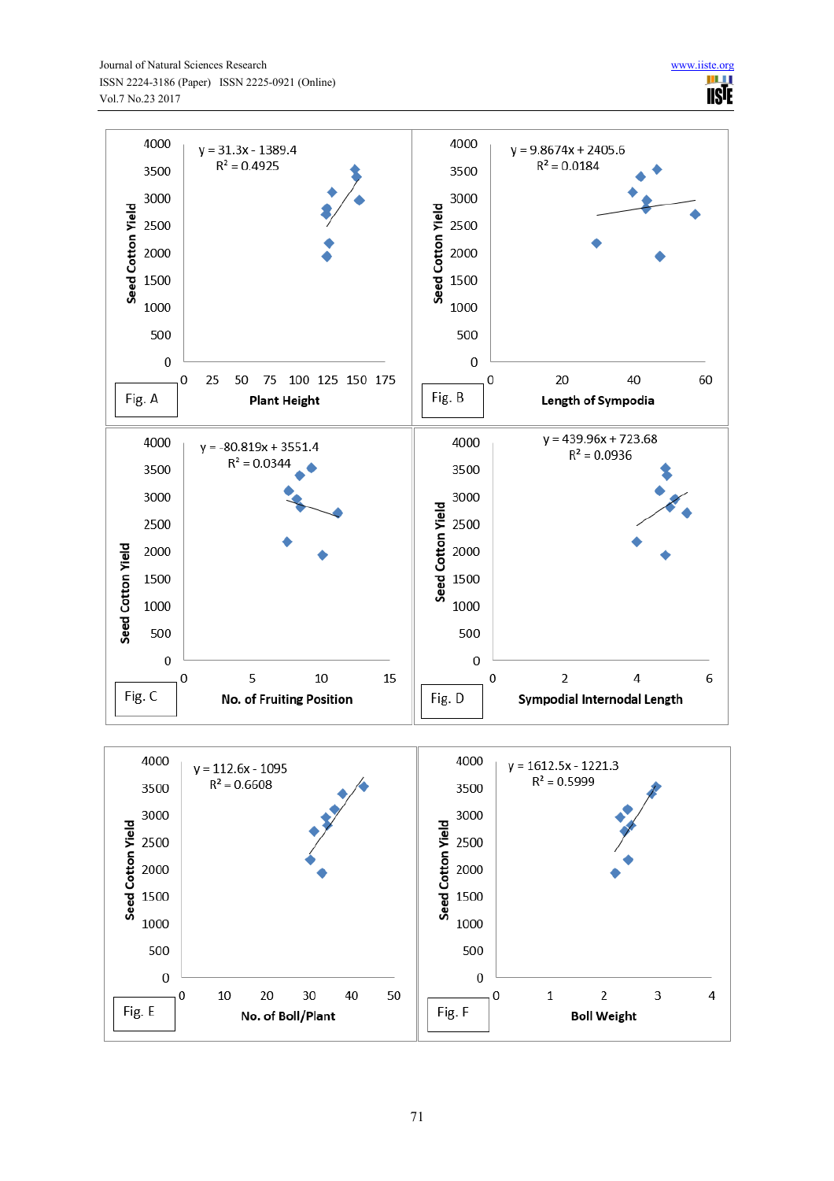Fig. A

y = 31.3x - 1389.4
$R^2$ = 0.4925

Seed Cotton Yield

4000
3500
3000
2500
2000
1500
1000
500
0

0 25 50 75 100 125 150 175

Plant Height

Fig. B

y = 9.8674x + 2405.6
$R^2$ = 0.0184

Seed Cotton Yield

4000
3500
3000
2500
2000
1500
1000
500
0

0 20 40 60

Length of Sympodia

Fig. C

y = -80.819x + 3551.4
$R^2$ = 0.0344

Seed Cotton Yield

4000
3500
3000
2500
2000
1500
1000
500
0

0 5 10 15

No. of Fruiting Position

Fig. D

y = 439.96x + 723.68
$R^2$ = 0.0936

Seed Cotton Yield

4000
3500
3000
2500
2000
1500
1000
500
0

0 2 4 6

Sympodial Internodal Length

Fig. E

y = 112.6x - 1095
$R^2$ = 0.6608

Seed Cotton Yield

4000
3500
3000
2500
2000
1500
1000
500
0

0 10 20 30 40 50

No. of Boll/Plant

Fig. F

y = 1612.5x - 1221.3
$R^2$ = 0.5999

Seed Cotton Yield

4000
3500
3000
2500
2000
1500
1000
500
0

0 1 2 3 4

Boll Weight